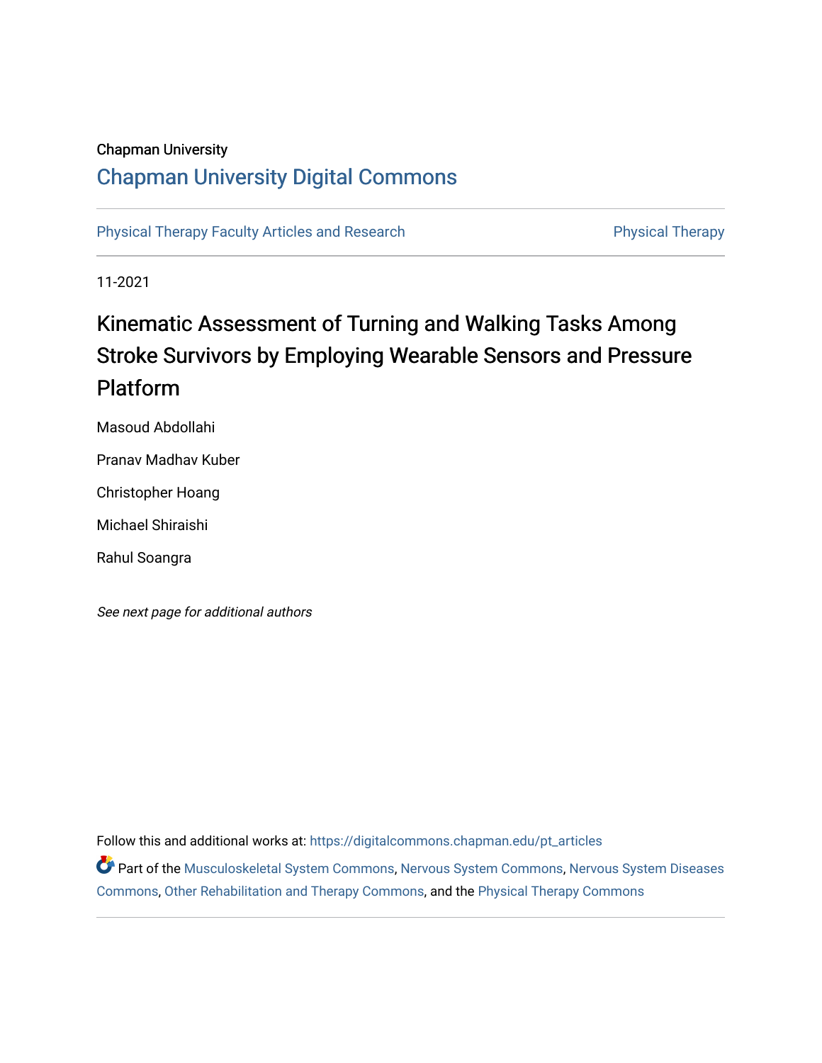Chapman University

# Chapman University Digital Commons

Physical Therapy Faculty Articles and Research | Physical Therapy

11-2021

# Kinematic Assessment of Turning and Walking Tasks Among Stroke Survivors by Employing Wearable Sensors and Pressure Platform

Masoud Abdollahi

Pranav Madhav Kuber

Christopher Hoang

Michael Shiraishi

Rahul Soangra

*See next page for additional authors*

Follow this and additional works at: https://digitalcommons.chapman.edu/pt_articles

Part of the Musculoskeletal System Commons, Nervous System Commons, Nervous System Diseases Commons, Other Rehabilitation and Therapy Commons, and the Physical Therapy Commons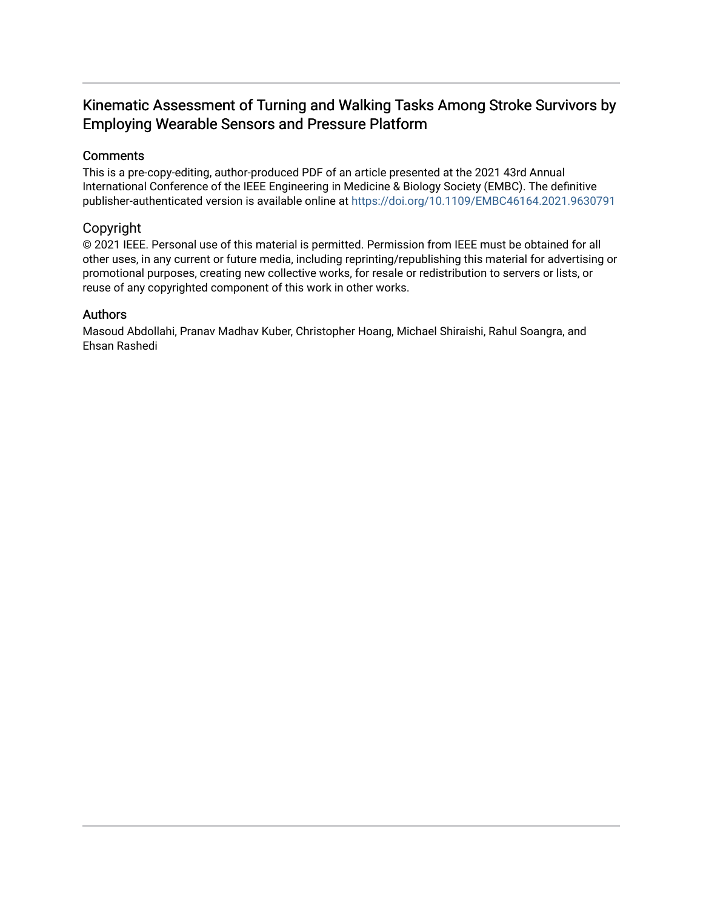# Kinematic Assessment of Turning and Walking Tasks Among Stroke Survivors by Employing Wearable Sensors and Pressure Platform

## Comments

This is a pre-copy-editing, author-produced PDF of an article presented at the 2021 43rd Annual International Conference of the IEEE Engineering in Medicine & Biology Society (EMBC). The definitive publisher-authenticated version is available online at https://doi.org/10.1109/EMBC46164.2021.9630791

## Copyright

© 2021 IEEE. Personal use of this material is permitted. Permission from IEEE must be obtained for all other uses, in any current or future media, including reprinting/republishing this material for advertising or promotional purposes, creating new collective works, for resale or redistribution to servers or lists, or reuse of any copyrighted component of this work in other works.

## Authors

Masoud Abdollahi, Pranav Madhav Kuber, Christopher Hoang, Michael Shiraishi, Rahul Soangra, and Ehsan Rashedi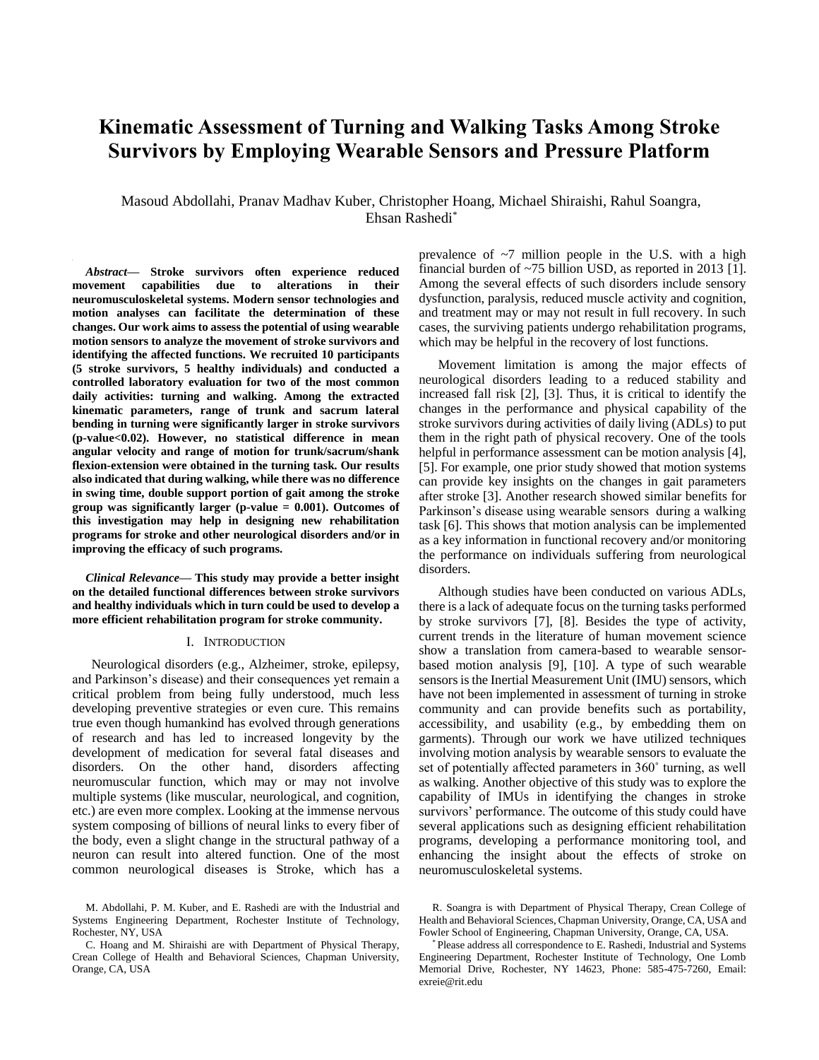# Kinematic Assessment of Turning and Walking Tasks Among Stroke Survivors by Employing Wearable Sensors and Pressure Platform

Masoud Abdollahi, Pranav Madhav Kuber, Christopher Hoang, Michael Shiraishi, Rahul Soangra, Ehsan Rashedi*

***Abstract*— Stroke survivors often experience reduced movement capabilities due to alterations in their neuromusculoskeletal systems. Modern sensor technologies and motion analyses can facilitate the determination of these changes. Our work aims to assess the potential of using wearable motion sensors to analyze the movement of stroke survivors and identifying the affected functions. We recruited 10 participants (5 stroke survivors, 5 healthy individuals) and conducted a controlled laboratory evaluation for two of the most common daily activities: turning and walking. Among the extracted kinematic parameters, range of trunk and sacrum lateral bending in turning were significantly larger in stroke survivors (p-value<0.02). However, no statistical difference in mean angular velocity and range of motion for trunk/sacrum/shank flexion-extension were obtained in the turning task. Our results also indicated that during walking, while there was no difference in swing time, double support portion of gait among the stroke group was significantly larger (p-value = 0.001). Outcomes of this investigation may help in designing new rehabilitation programs for stroke and other neurological disorders and/or in improving the efficacy of such programs.**

***Clinical Relevance*— This study may provide a better insight on the detailed functional differences between stroke survivors and healthy individuals which in turn could be used to develop a more efficient rehabilitation program for stroke community.**

## I. Introduction

Neurological disorders (e.g., Alzheimer, stroke, epilepsy, and Parkinson's disease) and their consequences yet remain a critical problem from being fully understood, much less developing preventive strategies or even cure. This remains true even though humankind has evolved through generations of research and has led to increased longevity by the development of medication for several fatal diseases and disorders. On the other hand, disorders affecting neuromuscular function, which may or may not involve multiple systems (like muscular, neurological, and cognition, etc.) are even more complex. Looking at the immense nervous system composing of billions of neural links to every fiber of the body, even a slight change in the structural pathway of a neuron can result into altered function. One of the most common neurological diseases is Stroke, which has a prevalence of ~7 million people in the U.S. with a high financial burden of ~75 billion USD, as reported in 2013 [1]. Among the several effects of such disorders include sensory dysfunction, paralysis, reduced muscle activity and cognition, and treatment may or may not result in full recovery. In such cases, the surviving patients undergo rehabilitation programs, which may be helpful in the recovery of lost functions.

Movement limitation is among the major effects of neurological disorders leading to a reduced stability and increased fall risk [2], [3]. Thus, it is critical to identify the changes in the performance and physical capability of the stroke survivors during activities of daily living (ADLs) to put them in the right path of physical recovery. One of the tools helpful in performance assessment can be motion analysis [4], [5]. For example, one prior study showed that motion systems can provide key insights on the changes in gait parameters after stroke [3]. Another research showed similar benefits for Parkinson's disease using wearable sensors during a walking task [6]. This shows that motion analysis can be implemented as a key information in functional recovery and/or monitoring the performance on individuals suffering from neurological disorders.

Although studies have been conducted on various ADLs, there is a lack of adequate focus on the turning tasks performed by stroke survivors [7], [8]. Besides the type of activity, current trends in the literature of human movement science show a translation from camera-based to wearable sensor-based motion analysis [9], [10]. A type of such wearable sensors is the Inertial Measurement Unit (IMU) sensors, which have not been implemented in assessment of turning in stroke community and can provide benefits such as portability, accessibility, and usability (e.g., by embedding them on garments). Through our work we have utilized techniques involving motion analysis by wearable sensors to evaluate the set of potentially affected parameters in 360° turning, as well as walking. Another objective of this study was to explore the capability of IMUs in identifying the changes in stroke survivors' performance. The outcome of this study could have several applications such as designing efficient rehabilitation programs, developing a performance monitoring tool, and enhancing the insight about the effects of stroke on neuromusculoskeletal systems.

M. Abdollahi, P. M. Kuber, and E. Rashedi are with the Industrial and Systems Engineering Department, Rochester Institute of Technology, Rochester, NY, USA

C. Hoang and M. Shiraishi are with Department of Physical Therapy, Crean College of Health and Behavioral Sciences, Chapman University, Orange, CA, USA

R. Soangra is with Department of Physical Therapy, Crean College of Health and Behavioral Sciences, Chapman University, Orange, CA, USA and Fowler School of Engineering, Chapman University, Orange, CA, USA.

* Please address all correspondence to E. Rashedi, Industrial and Systems Engineering Department, Rochester Institute of Technology, One Lomb Memorial Drive, Rochester, NY 14623, Phone: 585-475-7260, Email: exreie@rit.edu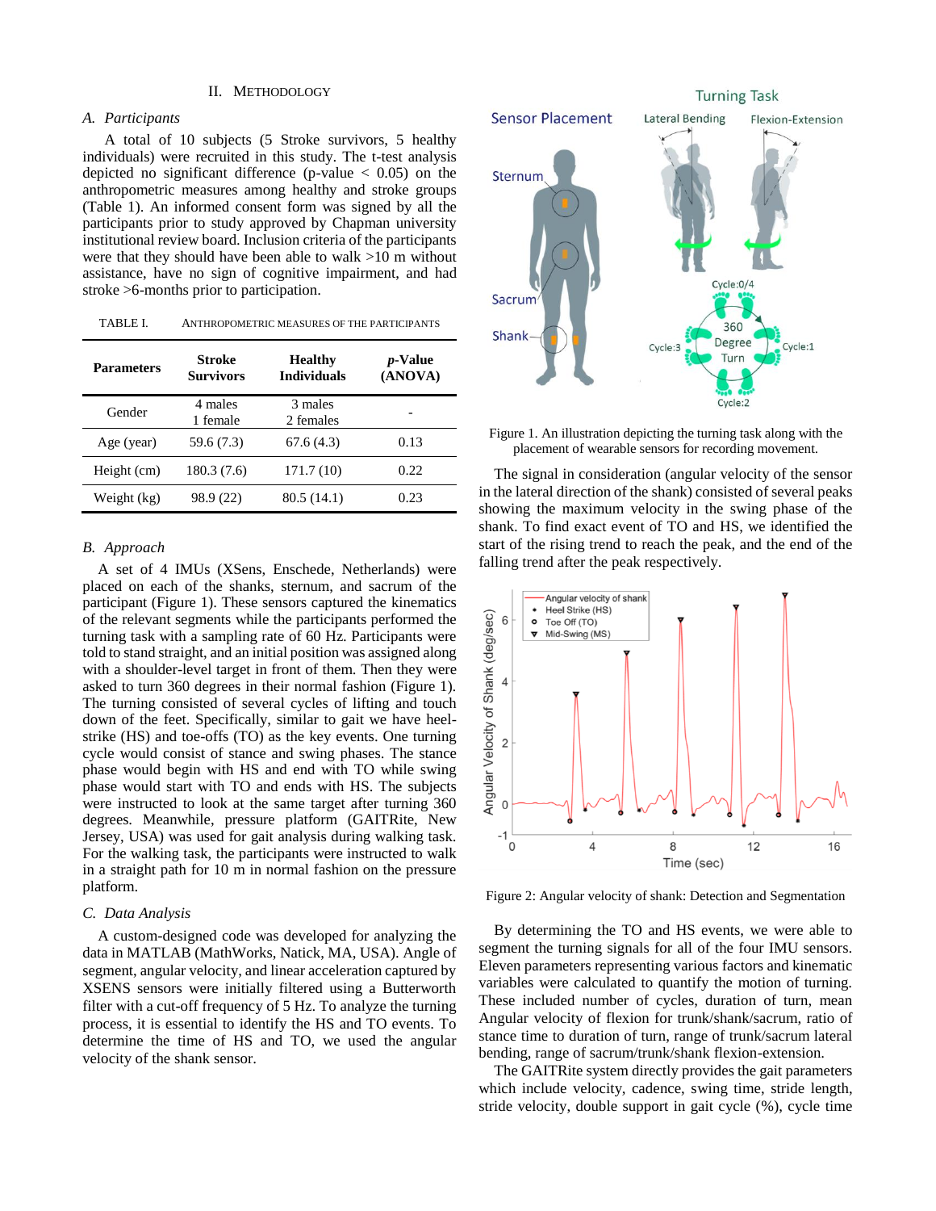## II. Methodology

### A. Participants

A total of 10 subjects (5 Stroke survivors, 5 healthy individuals) were recruited in this study. The t-test analysis depicted no significant difference (p-value < 0.05) on the anthropometric measures among healthy and stroke groups (Table 1). An informed consent form was signed by all the participants prior to study approved by Chapman university institutional review board. Inclusion criteria of the participants were that they should have been able to walk >10 m without assistance, have no sign of cognitive impairment, and had stroke >6-months prior to participation.

TABLE I. Anthropometric Measures of the Participants

| Parameters | Stroke Survivors | Healthy Individuals | *p*-Value (ANOVA) |
|---|---|---|---|
| Gender | 4 males 1 female | 3 males 2 females | - |
| Age (year) | 59.6 (7.3) | 67.6 (4.3) | 0.13 |
| Height (cm) | 180.3 (7.6) | 171.7 (10) | 0.22 |
| Weight (kg) | 98.9 (22) | 80.5 (14.1) | 0.23 |

### B. Approach

A set of 4 IMUs (XSens, Enschede, Netherlands) were placed on each of the shanks, sternum, and sacrum of the participant (Figure 1). These sensors captured the kinematics of the relevant segments while the participants performed the turning task with a sampling rate of 60 Hz. Participants were told to stand straight, and an initial position was assigned along with a shoulder-level target in front of them. Then they were asked to turn 360 degrees in their normal fashion (Figure 1). The turning consisted of several cycles of lifting and touch down of the feet. Specifically, similar to gait we have heel-strike (HS) and toe-offs (TO) as the key events. One turning cycle would consist of stance and swing phases. The stance phase would begin with HS and end with TO while swing phase would start with TO and ends with HS. The subjects were instructed to look at the same target after turning 360 degrees. Meanwhile, pressure platform (GAITRite, New Jersey, USA) was used for gait analysis during walking task. For the walking task, the participants were instructed to walk in a straight path for 10 m in normal fashion on the pressure platform.

### C. Data Analysis

A custom-designed code was developed for analyzing the data in MATLAB (MathWorks, Natick, MA, USA). Angle of segment, angular velocity, and linear acceleration captured by XSENS sensors were initially filtered using a Butterworth filter with a cut-off frequency of 5 Hz. To analyze the turning process, it is essential to identify the HS and TO events. To determine the time of HS and TO, we used the angular velocity of the shank sensor.

Figure 1. An illustration depicting the turning task along with the placement of wearable sensors for recording movement.

The signal in consideration (angular velocity of the sensor in the lateral direction of the shank) consisted of several peaks showing the maximum velocity in the swing phase of the shank. To find exact event of TO and HS, we identified the start of the rising trend to reach the peak, and the end of the falling trend after the peak respectively.

Figure 2: Angular velocity of shank: Detection and Segmentation

By determining the TO and HS events, we were able to segment the turning signals for all of the four IMU sensors. Eleven parameters representing various factors and kinematic variables were calculated to quantify the motion of turning. These included number of cycles, duration of turn, mean Angular velocity of flexion for trunk/shank/sacrum, ratio of stance time to duration of turn, range of trunk/sacrum lateral bending, range of sacrum/trunk/shank flexion-extension.

The GAITRite system directly provides the gait parameters which include velocity, cadence, swing time, stride length, stride velocity, double support in gait cycle (%), cycle time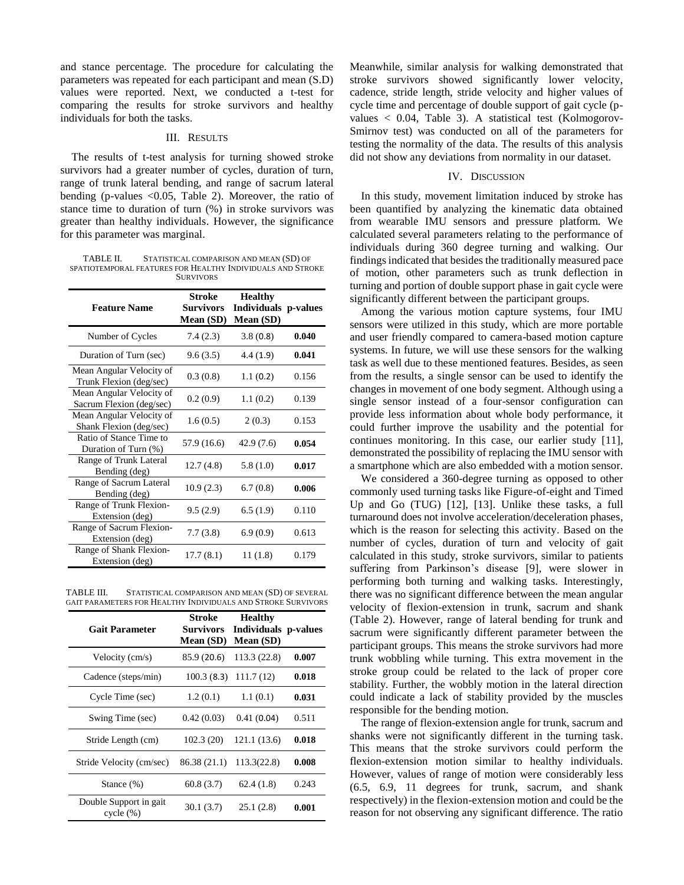and stance percentage. The procedure for calculating the parameters was repeated for each participant and mean (S.D) values were reported. Next, we conducted a t-test for comparing the results for stroke survivors and healthy individuals for both the tasks.

## III. Results

The results of t-test analysis for turning showed stroke survivors had a greater number of cycles, duration of turn, range of trunk lateral bending, and range of sacrum lateral bending (p-values <0.05, Table 2). Moreover, the ratio of stance time to duration of turn (%) in stroke survivors was greater than healthy individuals. However, the significance for this parameter was marginal.

TABLE II. Statistical comparison and mean (SD) of spatiotemporal features for Healthy Individuals and Stroke Survivors

| Feature Name | Stroke Survivors Mean (SD) | Healthy Individuals Mean (SD) | p-values |
|---|---|---|---|
| Number of Cycles | 7.4 (2.3) | 3.8 (0.8) | **0.040** |
| Duration of Turn (sec) | 9.6 (3.5) | 4.4 (1.9) | **0.041** |
| Mean Angular Velocity of Trunk Flexion (deg/sec) | 0.3 (0.8) | 1.1 (0.2) | 0.156 |
| Mean Angular Velocity of Sacrum Flexion (deg/sec) | 0.2 (0.9) | 1.1 (0.2) | 0.139 |
| Mean Angular Velocity of Shank Flexion (deg/sec) | 1.6 (0.5) | 2 (0.3) | 0.153 |
| Ratio of Stance Time to Duration of Turn (%) | 57.9 (16.6) | 42.9 (7.6) | **0.054** |
| Range of Trunk Lateral Bending (deg) | 12.7 (4.8) | 5.8 (1.0) | **0.017** |
| Range of Sacrum Lateral Bending (deg) | 10.9 (2.3) | 6.7 (0.8) | **0.006** |
| Range of Trunk Flexion-Extension (deg) | 9.5 (2.9) | 6.5 (1.9) | 0.110 |
| Range of Sacrum Flexion-Extension (deg) | 7.7 (3.8) | 6.9 (0.9) | 0.613 |
| Range of Shank Flexion-Extension (deg) | 17.7 (8.1) | 11 (1.8) | 0.179 |

TABLE III. Statistical comparison and mean (SD) of several gait parameters for Healthy Individuals and Stroke Survivors

| Gait Parameter | Stroke Survivors Mean (SD) | Healthy Individuals Mean (SD) | p-values |
|---|---|---|---|
| Velocity (cm/s) | 85.9 (20.6) | 113.3 (22.8) | **0.007** |
| Cadence (steps/min) | 100.3 (8.3) | 111.7 (12) | **0.018** |
| Cycle Time (sec) | 1.2 (0.1) | 1.1 (0.1) | **0.031** |
| Swing Time (sec) | 0.42 (0.03) | 0.41 (0.04) | 0.511 |
| Stride Length (cm) | 102.3 (20) | 121.1 (13.6) | **0.018** |
| Stride Velocity (cm/sec) | 86.38 (21.1) | 113.3(22.8) | **0.008** |
| Stance (%) | 60.8 (3.7) | 62.4 (1.8) | 0.243 |
| Double Support in gait cycle (%) | 30.1 (3.7) | 25.1 (2.8) | **0.001** |

Meanwhile, similar analysis for walking demonstrated that stroke survivors showed significantly lower velocity, cadence, stride length, stride velocity and higher values of cycle time and percentage of double support of gait cycle (p-values < 0.04, Table 3). A statistical test (Kolmogorov-Smirnov test) was conducted on all of the parameters for testing the normality of the data. The results of this analysis did not show any deviations from normality in our dataset.

## IV. Discussion

In this study, movement limitation induced by stroke has been quantified by analyzing the kinematic data obtained from wearable IMU sensors and pressure platform. We calculated several parameters relating to the performance of individuals during 360 degree turning and walking. Our findings indicated that besides the traditionally measured pace of motion, other parameters such as trunk deflection in turning and portion of double support phase in gait cycle were significantly different between the participant groups.

Among the various motion capture systems, four IMU sensors were utilized in this study, which are more portable and user friendly compared to camera-based motion capture systems. In future, we will use these sensors for the walking task as well due to these mentioned features. Besides, as seen from the results, a single sensor can be used to identify the changes in movement of one body segment. Although using a single sensor instead of a four-sensor configuration can provide less information about whole body performance, it could further improve the usability and the potential for continues monitoring. In this case, our earlier study [11], demonstrated the possibility of replacing the IMU sensor with a smartphone which are also embedded with a motion sensor.

We considered a 360-degree turning as opposed to other commonly used turning tasks like Figure-of-eight and Timed Up and Go (TUG) [12], [13]. Unlike these tasks, a full turnaround does not involve acceleration/deceleration phases, which is the reason for selecting this activity. Based on the number of cycles, duration of turn and velocity of gait calculated in this study, stroke survivors, similar to patients suffering from Parkinson's disease [9], were slower in performing both turning and walking tasks. Interestingly, there was no significant difference between the mean angular velocity of flexion-extension in trunk, sacrum and shank (Table 2). However, range of lateral bending for trunk and sacrum were significantly different parameter between the participant groups. This means the stroke survivors had more trunk wobbling while turning. This extra movement in the stroke group could be related to the lack of proper core stability. Further, the wobbly motion in the lateral direction could indicate a lack of stability provided by the muscles responsible for the bending motion.

The range of flexion-extension angle for trunk, sacrum and shanks were not significantly different in the turning task. This means that the stroke survivors could perform the flexion-extension motion similar to healthy individuals. However, values of range of motion were considerably less (6.5, 6.9, 11 degrees for trunk, sacrum, and shank respectively) in the flexion-extension motion and could be the reason for not observing any significant difference. The ratio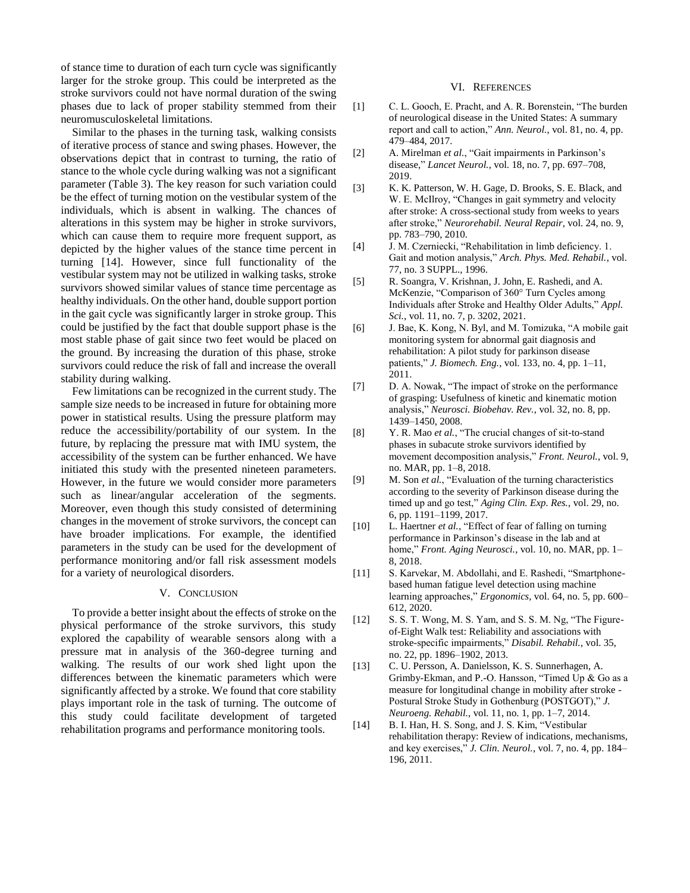of stance time to duration of each turn cycle was significantly larger for the stroke group. This could be interpreted as the stroke survivors could not have normal duration of the swing phases due to lack of proper stability stemmed from their neuromusculoskeletal limitations.

Similar to the phases in the turning task, walking consists of iterative process of stance and swing phases. However, the observations depict that in contrast to turning, the ratio of stance to the whole cycle during walking was not a significant parameter (Table 3). The key reason for such variation could be the effect of turning motion on the vestibular system of the individuals, which is absent in walking. The chances of alterations in this system may be higher in stroke survivors, which can cause them to require more frequent support, as depicted by the higher values of the stance time percent in turning [14]. However, since full functionality of the vestibular system may not be utilized in walking tasks, stroke survivors showed similar values of stance time percentage as healthy individuals. On the other hand, double support portion in the gait cycle was significantly larger in stroke group. This could be justified by the fact that double support phase is the most stable phase of gait since two feet would be placed on the ground. By increasing the duration of this phase, stroke survivors could reduce the risk of fall and increase the overall stability during walking.

Few limitations can be recognized in the current study. The sample size needs to be increased in future for obtaining more power in statistical results. Using the pressure platform may reduce the accessibility/portability of our system. In the future, by replacing the pressure mat with IMU system, the accessibility of the system can be further enhanced. We have initiated this study with the presented nineteen parameters. However, in the future we would consider more parameters such as linear/angular acceleration of the segments. Moreover, even though this study consisted of determining changes in the movement of stroke survivors, the concept can have broader implications. For example, the identified parameters in the study can be used for the development of performance monitoring and/or fall risk assessment models for a variety of neurological disorders.

## V. Conclusion

To provide a better insight about the effects of stroke on the physical performance of the stroke survivors, this study explored the capability of wearable sensors along with a pressure mat in analysis of the 360-degree turning and walking. The results of our work shed light upon the differences between the kinematic parameters which were significantly affected by a stroke. We found that core stability plays important role in the task of turning. The outcome of this study could facilitate development of targeted rehabilitation programs and performance monitoring tools.

## VI. References

[1] C. L. Gooch, E. Pracht, and A. R. Borenstein, "The burden of neurological disease in the United States: A summary report and call to action," *Ann. Neurol.*, vol. 81, no. 4, pp. 479–484, 2017.

[2] A. Mirelman *et al.*, "Gait impairments in Parkinson's disease," *Lancet Neurol.*, vol. 18, no. 7, pp. 697–708, 2019.

[3] K. K. Patterson, W. H. Gage, D. Brooks, S. E. Black, and W. E. McIlroy, "Changes in gait symmetry and velocity after stroke: A cross-sectional study from weeks to years after stroke," *Neurorehabil. Neural Repair*, vol. 24, no. 9, pp. 783–790, 2010.

[4] J. M. Czerniecki, "Rehabilitation in limb deficiency. 1. Gait and motion analysis," *Arch. Phys. Med. Rehabil.*, vol. 77, no. 3 SUPPL., 1996.

[5] R. Soangra, V. Krishnan, J. John, E. Rashedi, and A. McKenzie, "Comparison of 360° Turn Cycles among Individuals after Stroke and Healthy Older Adults," *Appl. Sci.*, vol. 11, no. 7, p. 3202, 2021.

[6] J. Bae, K. Kong, N. Byl, and M. Tomizuka, "A mobile gait monitoring system for abnormal gait diagnosis and rehabilitation: A pilot study for parkinson disease patients," *J. Biomech. Eng.*, vol. 133, no. 4, pp. 1–11, 2011.

[7] D. A. Nowak, "The impact of stroke on the performance of grasping: Usefulness of kinetic and kinematic motion analysis," *Neurosci. Biobehav. Rev.*, vol. 32, no. 8, pp. 1439–1450, 2008.

[8] Y. R. Mao *et al.*, "The crucial changes of sit-to-stand phases in subacute stroke survivors identified by movement decomposition analysis," *Front. Neurol.*, vol. 9, no. MAR, pp. 1–8, 2018.

[9] M. Son *et al.*, "Evaluation of the turning characteristics according to the severity of Parkinson disease during the timed up and go test," *Aging Clin. Exp. Res.*, vol. 29, no. 6, pp. 1191–1199, 2017.

[10] L. Haertner *et al.*, "Effect of fear of falling on turning performance in Parkinson's disease in the lab and at home," *Front. Aging Neurosci.*, vol. 10, no. MAR, pp. 1–8, 2018.

[11] S. Karvekar, M. Abdollahi, and E. Rashedi, "Smartphone-based human fatigue level detection using machine learning approaches," *Ergonomics*, vol. 64, no. 5, pp. 600–612, 2020.

[12] S. S. T. Wong, M. S. Yam, and S. S. M. Ng, "The Figure-of-Eight Walk test: Reliability and associations with stroke-specific impairments," *Disabil. Rehabil.*, vol. 35, no. 22, pp. 1896–1902, 2013.

[13] C. U. Persson, A. Danielsson, K. S. Sunnerhagen, A. Grimby-Ekman, and P.-O. Hansson, "Timed Up & Go as a measure for longitudinal change in mobility after stroke - Postural Stroke Study in Gothenburg (POSTGOT)," *J. Neuroeng. Rehabil.*, vol. 11, no. 1, pp. 1–7, 2014.

[14] B. I. Han, H. S. Song, and J. S. Kim, "Vestibular rehabilitation therapy: Review of indications, mechanisms, and key exercises," *J. Clin. Neurol.*, vol. 7, no. 4, pp. 184–196, 2011.